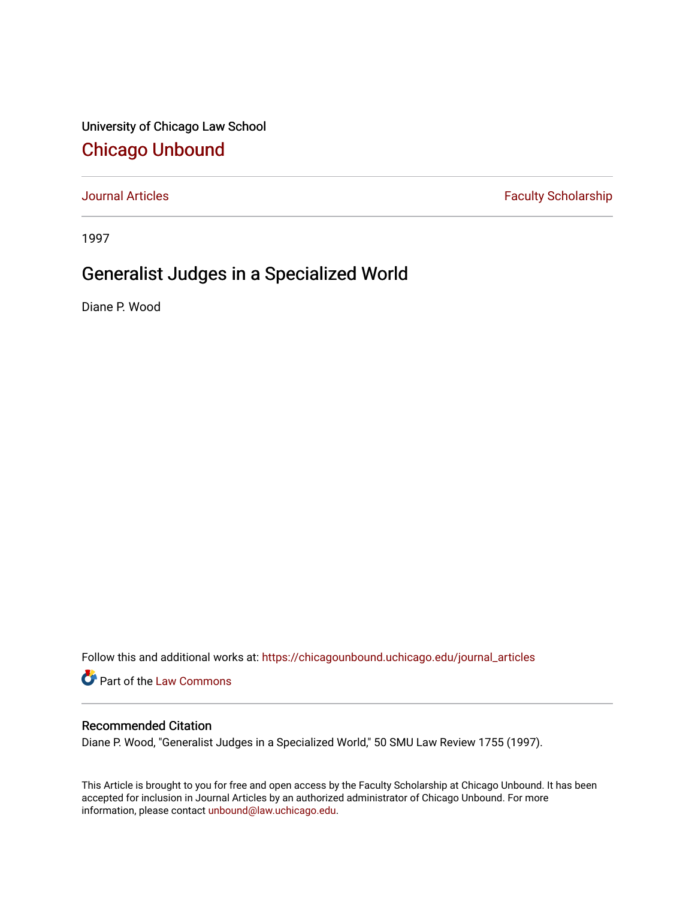University of Chicago Law School

# Chicago Unbound

Journal Articles | Faculty Scholarship

1997

## Generalist Judges in a Specialized World

Diane P. Wood

Follow this and additional works at: https://chicagounbound.uchicago.edu/journal_articles

Part of the Law Commons

### Recommended Citation

Diane P. Wood, "Generalist Judges in a Specialized World," 50 SMU Law Review 1755 (1997).

This Article is brought to you for free and open access by the Faculty Scholarship at Chicago Unbound. It has been accepted for inclusion in Journal Articles by an authorized administrator of Chicago Unbound. For more information, please contact unbound@law.uchicago.edu.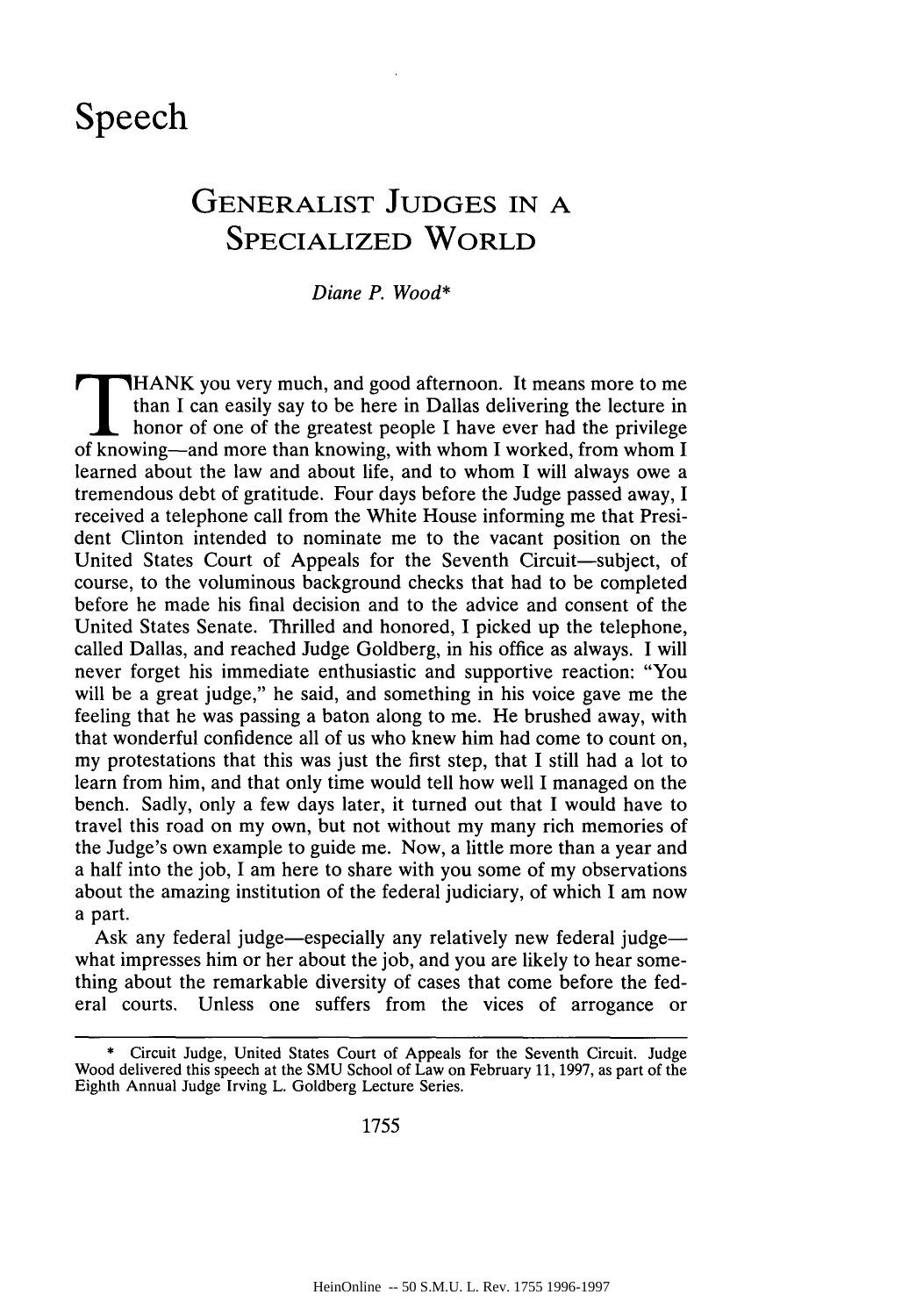Speech

# Generalist Judges in a Specialized World

*Diane P. Wood**

THANK you very much, and good afternoon. It means more to me than I can easily say to be here in Dallas delivering the lecture in honor of one of the greatest people I have ever had the privilege of knowing—and more than knowing, with whom I worked, from whom I learned about the law and about life, and to whom I will always owe a tremendous debt of gratitude. Four days before the Judge passed away, I received a telephone call from the White House informing me that President Clinton intended to nominate me to the vacant position on the United States Court of Appeals for the Seventh Circuit—subject, of course, to the voluminous background checks that had to be completed before he made his final decision and to the advice and consent of the United States Senate. Thrilled and honored, I picked up the telephone, called Dallas, and reached Judge Goldberg, in his office as always. I will never forget his immediate enthusiastic and supportive reaction: "You will be a great judge," he said, and something in his voice gave me the feeling that he was passing a baton along to me. He brushed away, with that wonderful confidence all of us who knew him had come to count on, my protestations that this was just the first step, that I still had a lot to learn from him, and that only time would tell how well I managed on the bench. Sadly, only a few days later, it turned out that I would have to travel this road on my own, but not without my many rich memories of the Judge's own example to guide me. Now, a little more than a year and a half into the job, I am here to share with you some of my observations about the amazing institution of the federal judiciary, of which I am now a part.

Ask any federal judge—especially any relatively new federal judge—what impresses him or her about the job, and you are likely to hear something about the remarkable diversity of cases that come before the federal courts. Unless one suffers from the vices of arrogance or

---

\* Circuit Judge, United States Court of Appeals for the Seventh Circuit. Judge Wood delivered this speech at the SMU School of Law on February 11, 1997, as part of the Eighth Annual Judge Irving L. Goldberg Lecture Series.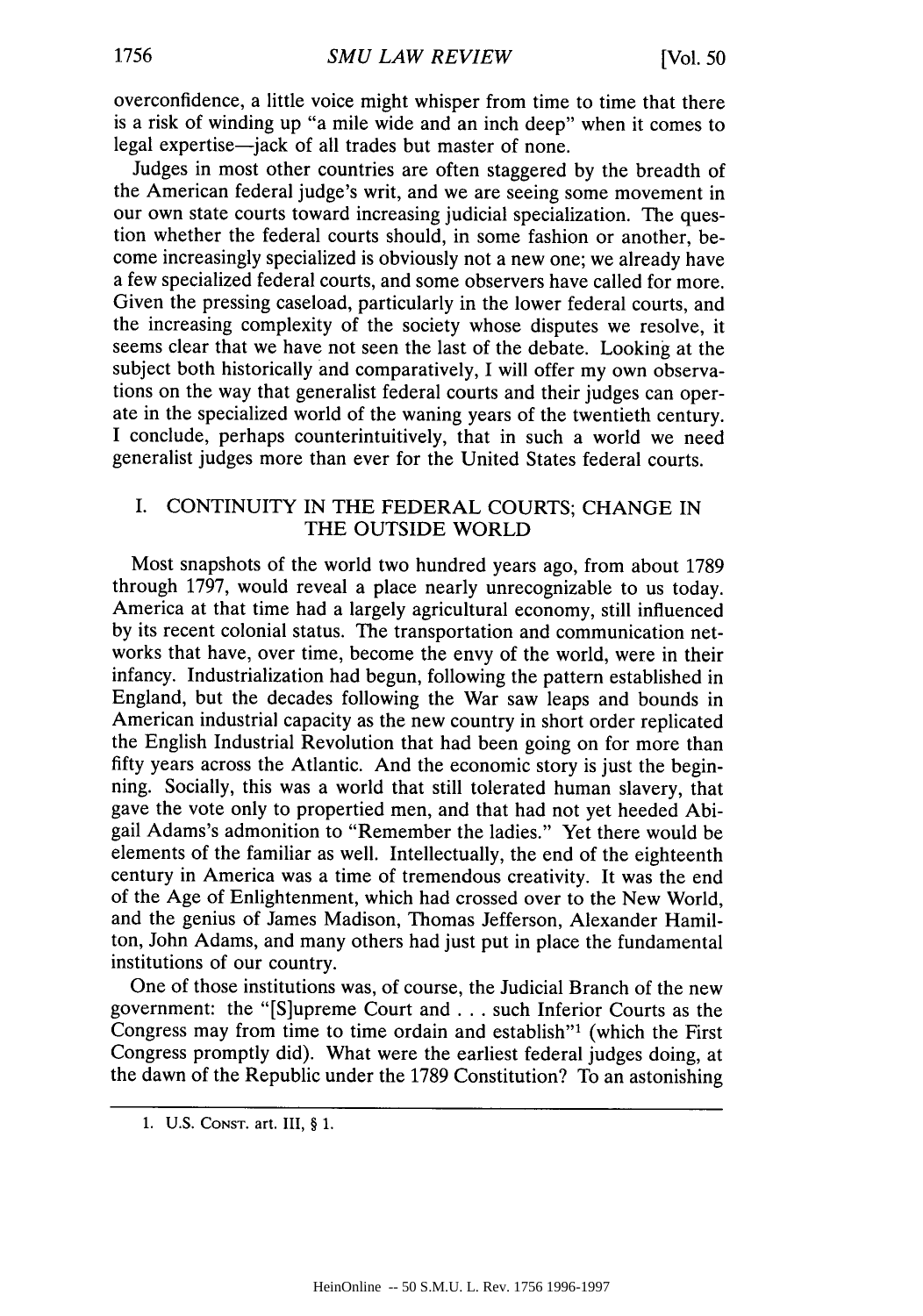overconfidence, a little voice might whisper from time to time that there is a risk of winding up "a mile wide and an inch deep" when it comes to legal expertise—jack of all trades but master of none.

Judges in most other countries are often staggered by the breadth of the American federal judge's writ, and we are seeing some movement in our own state courts toward increasing judicial specialization. The question whether the federal courts should, in some fashion or another, become increasingly specialized is obviously not a new one; we already have a few specialized federal courts, and some observers have called for more. Given the pressing caseload, particularly in the lower federal courts, and the increasing complexity of the society whose disputes we resolve, it seems clear that we have not seen the last of the debate. Looking at the subject both historically and comparatively, I will offer my own observations on the way that generalist federal courts and their judges can operate in the specialized world of the waning years of the twentieth century. I conclude, perhaps counterintuitively, that in such a world we need generalist judges more than ever for the United States federal courts.

## I. CONTINUITY IN THE FEDERAL COURTS; CHANGE IN THE OUTSIDE WORLD

Most snapshots of the world two hundred years ago, from about 1789 through 1797, would reveal a place nearly unrecognizable to us today. America at that time had a largely agricultural economy, still influenced by its recent colonial status. The transportation and communication networks that have, over time, become the envy of the world, were in their infancy. Industrialization had begun, following the pattern established in England, but the decades following the War saw leaps and bounds in American industrial capacity as the new country in short order replicated the English Industrial Revolution that had been going on for more than fifty years across the Atlantic. And the economic story is just the beginning. Socially, this was a world that still tolerated human slavery, that gave the vote only to propertied men, and that had not yet heeded Abigail Adams's admonition to "Remember the ladies." Yet there would be elements of the familiar as well. Intellectually, the end of the eighteenth century in America was a time of tremendous creativity. It was the end of the Age of Enlightenment, which had crossed over to the New World, and the genius of James Madison, Thomas Jefferson, Alexander Hamilton, John Adams, and many others had just put in place the fundamental institutions of our country.

One of those institutions was, of course, the Judicial Branch of the new government: the "[S]upreme Court and . . . such Inferior Courts as the Congress may from time to time ordain and establish"[1] (which the First Congress promptly did). What were the earliest federal judges doing, at the dawn of the Republic under the 1789 Constitution? To an astonishing

---

1. U.S. CONST. art. III, § 1.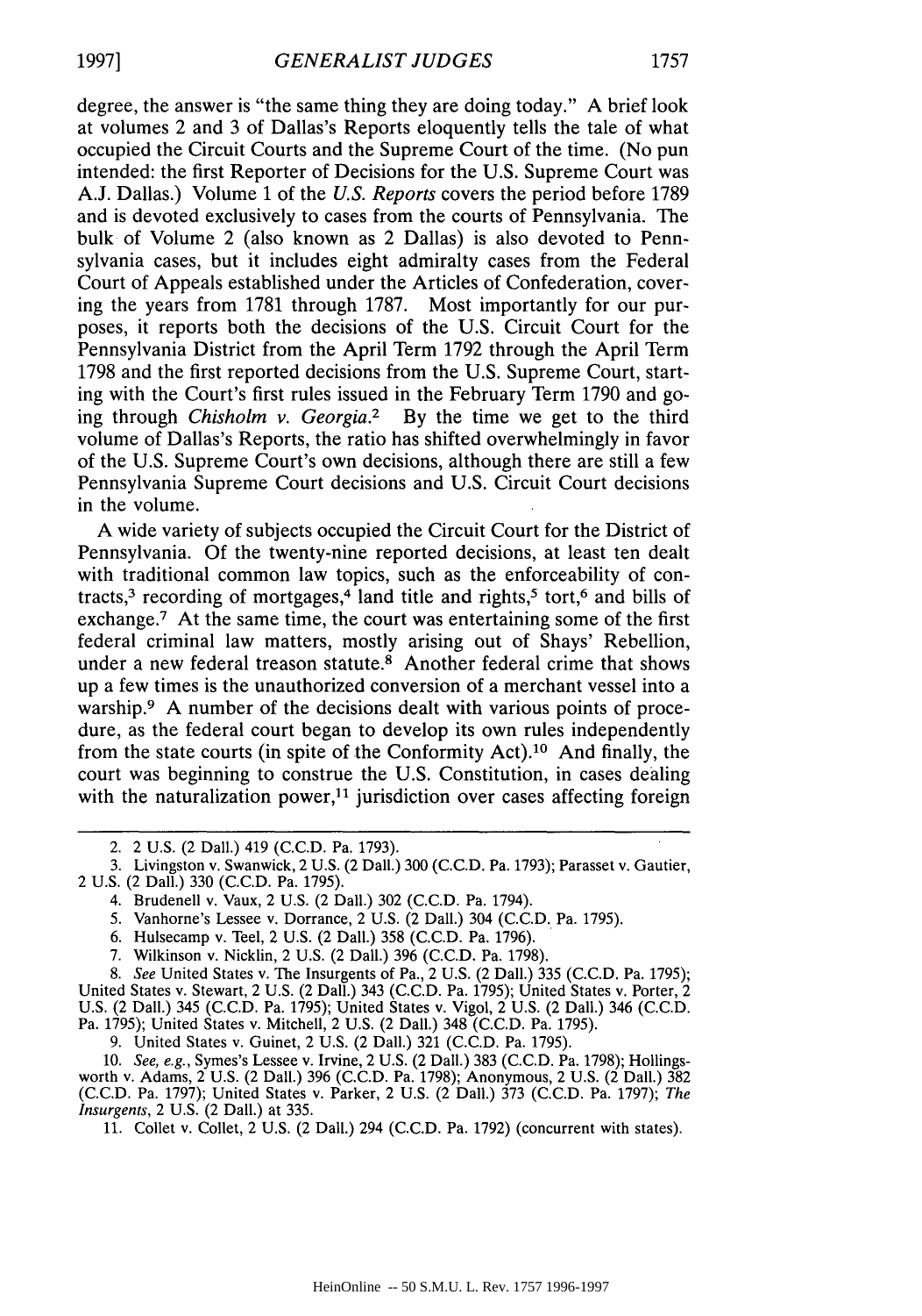degree, the answer is "the same thing they are doing today." A brief look at volumes 2 and 3 of Dallas's Reports eloquently tells the tale of what occupied the Circuit Courts and the Supreme Court of the time. (No pun intended: the first Reporter of Decisions for the U.S. Supreme Court was A.J. Dallas.) Volume 1 of the *U.S. Reports* covers the period before 1789 and is devoted exclusively to cases from the courts of Pennsylvania. The bulk of Volume 2 (also known as 2 Dallas) is also devoted to Pennsylvania cases, but it includes eight admiralty cases from the Federal Court of Appeals established under the Articles of Confederation, covering the years from 1781 through 1787. Most importantly for our purposes, it reports both the decisions of the U.S. Circuit Court for the Pennsylvania District from the April Term 1792 through the April Term 1798 and the first reported decisions from the U.S. Supreme Court, starting with the Court's first rules issued in the February Term 1790 and going through *Chisholm v. Georgia*.[2] By the time we get to the third volume of Dallas's Reports, the ratio has shifted overwhelmingly in favor of the U.S. Supreme Court's own decisions, although there are still a few Pennsylvania Supreme Court decisions and U.S. Circuit Court decisions in the volume.

A wide variety of subjects occupied the Circuit Court for the District of Pennsylvania. Of the twenty-nine reported decisions, at least ten dealt with traditional common law topics, such as the enforceability of contracts,[3] recording of mortgages,[4] land title and rights,[5] tort,[6] and bills of exchange.[7] At the same time, the court was entertaining some of the first federal criminal law matters, mostly arising out of Shays' Rebellion, under a new federal treason statute.[8] Another federal crime that shows up a few times is the unauthorized conversion of a merchant vessel into a warship.[9] A number of the decisions dealt with various points of procedure, as the federal court began to develop its own rules independently from the state courts (in spite of the Conformity Act).[10] And finally, the court was beginning to construe the U.S. Constitution, in cases dealing with the naturalization power,[11] jurisdiction over cases affecting foreign

---

2. 2 U.S. (2 Dall.) 419 (C.C.D. Pa. 1793).

3. Livingston v. Swanwick, 2 U.S. (2 Dall.) 300 (C.C.D. Pa. 1793); Parasset v. Gautier, 2 U.S. (2 Dall.) 330 (C.C.D. Pa. 1795).

4. Brudenell v. Vaux, 2 U.S. (2 Dall.) 302 (C.C.D. Pa. 1794).

5. Vanhorne's Lessee v. Dorrance, 2 U.S. (2 Dall.) 304 (C.C.D. Pa. 1795).

6. Hulsecamp v. Teel, 2 U.S. (2 Dall.) 358 (C.C.D. Pa. 1796).

7. Wilkinson v. Nicklin, 2 U.S. (2 Dall.) 396 (C.C.D. Pa. 1798).

8. *See* United States v. The Insurgents of Pa., 2 U.S. (2 Dall.) 335 (C.C.D. Pa. 1795); United States v. Stewart, 2 U.S. (2 Dall.) 343 (C.C.D. Pa. 1795); United States v. Porter, 2 U.S. (2 Dall.) 345 (C.C.D. Pa. 1795); United States v. Vigol, 2 U.S. (2 Dall.) 346 (C.C.D. Pa. 1795); United States v. Mitchell, 2 U.S. (2 Dall.) 348 (C.C.D. Pa. 1795).

9. United States v. Guinet, 2 U.S. (2 Dall.) 321 (C.C.D. Pa. 1795).

10. *See, e.g.*, Symes's Lessee v. Irvine, 2 U.S. (2 Dall.) 383 (C.C.D. Pa. 1798); Hollingsworth v. Adams, 2 U.S. (2 Dall.) 396 (C.C.D. Pa. 1798); Anonymous, 2 U.S. (2 Dall.) 382 (C.C.D. Pa. 1797); United States v. Parker, 2 U.S. (2 Dall.) 373 (C.C.D. Pa. 1797); *The Insurgents*, 2 U.S. (2 Dall.) at 335.

11. Collet v. Collet, 2 U.S. (2 Dall.) 294 (C.C.D. Pa. 1792) (concurrent with states).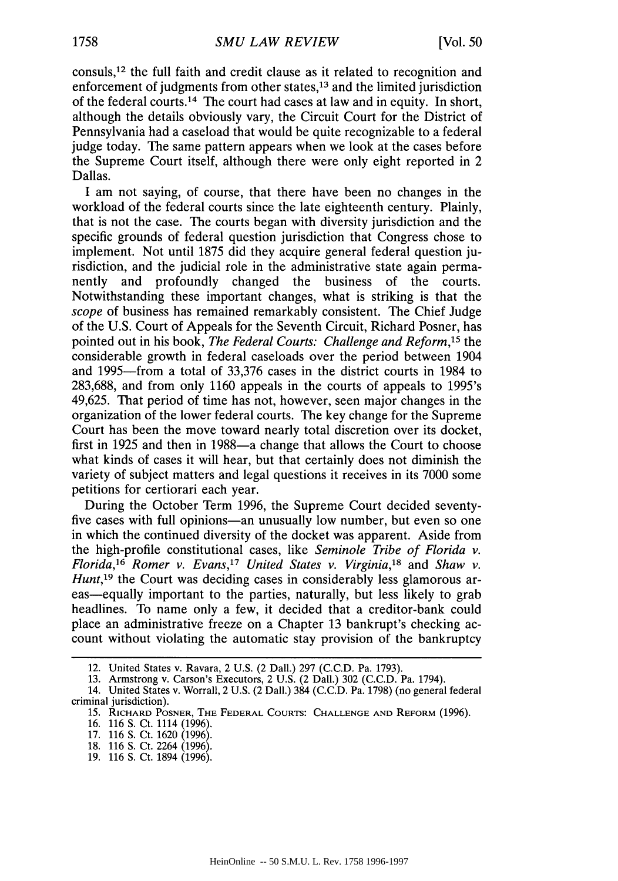consuls,[12] the full faith and credit clause as it related to recognition and enforcement of judgments from other states,[13] and the limited jurisdiction of the federal courts.[14] The court had cases at law and in equity. In short, although the details obviously vary, the Circuit Court for the District of Pennsylvania had a caseload that would be quite recognizable to a federal judge today. The same pattern appears when we look at the cases before the Supreme Court itself, although there were only eight reported in 2 Dallas.

I am not saying, of course, that there have been no changes in the workload of the federal courts since the late eighteenth century. Plainly, that is not the case. The courts began with diversity jurisdiction and the specific grounds of federal question jurisdiction that Congress chose to implement. Not until 1875 did they acquire general federal question jurisdiction, and the judicial role in the administrative state again permanently and profoundly changed the business of the courts. Notwithstanding these important changes, what is striking is that the *scope* of business has remained remarkably consistent. The Chief Judge of the U.S. Court of Appeals for the Seventh Circuit, Richard Posner, has pointed out in his book, *The Federal Courts: Challenge and Reform*,[15] the considerable growth in federal caseloads over the period between 1904 and 1995—from a total of 33,376 cases in the district courts in 1984 to 283,688, and from only 1160 appeals in the courts of appeals to 1995's 49,625. That period of time has not, however, seen major changes in the organization of the lower federal courts. The key change for the Supreme Court has been the move toward nearly total discretion over its docket, first in 1925 and then in 1988—a change that allows the Court to choose what kinds of cases it will hear, but that certainly does not diminish the variety of subject matters and legal questions it receives in its 7000 some petitions for certiorari each year.

During the October Term 1996, the Supreme Court decided seventy-five cases with full opinions—an unusually low number, but even so one in which the continued diversity of the docket was apparent. Aside from the high-profile constitutional cases, like *Seminole Tribe of Florida v. Florida*,[16] *Romer v. Evans*,[17] *United States v. Virginia*,[18] and *Shaw v. Hunt*,[19] the Court was deciding cases in considerably less glamorous areas—equally important to the parties, naturally, but less likely to grab headlines. To name only a few, it decided that a creditor-bank could place an administrative freeze on a Chapter 13 bankrupt's checking account without violating the automatic stay provision of the bankruptcy

---

12. United States v. Ravara, 2 U.S. (2 Dall.) 297 (C.C.D. Pa. 1793).

13. Armstrong v. Carson's Executors, 2 U.S. (2 Dall.) 302 (C.C.D. Pa. 1794).

14. United States v. Worrall, 2 U.S. (2 Dall.) 384 (C.C.D. Pa. 1798) (no general federal criminal jurisdiction).

15. Richard Posner, The Federal Courts: Challenge and Reform (1996).

16. 116 S. Ct. 1114 (1996).

17. 116 S. Ct. 1620 (1996).

18. 116 S. Ct. 2264 (1996).

19. 116 S. Ct. 1894 (1996).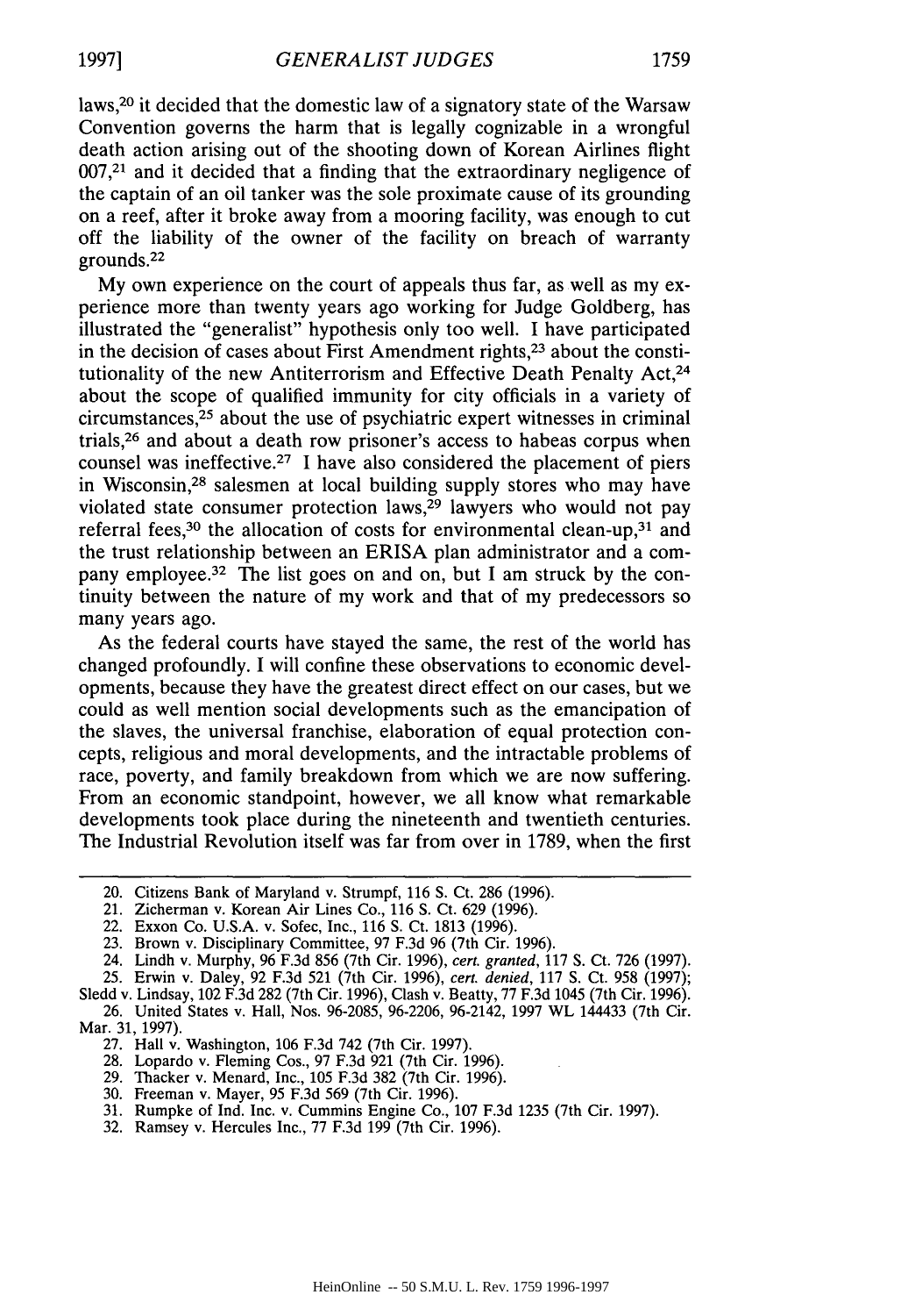laws,[20] it decided that the domestic law of a signatory state of the Warsaw Convention governs the harm that is legally cognizable in a wrongful death action arising out of the shooting down of Korean Airlines flight 007,[21] and it decided that a finding that the extraordinary negligence of the captain of an oil tanker was the sole proximate cause of its grounding on a reef, after it broke away from a mooring facility, was enough to cut off the liability of the owner of the facility on breach of warranty grounds.[22]

My own experience on the court of appeals thus far, as well as my experience more than twenty years ago working for Judge Goldberg, has illustrated the "generalist" hypothesis only too well. I have participated in the decision of cases about First Amendment rights,[23] about the constitutionality of the new Antiterrorism and Effective Death Penalty Act,[24] about the scope of qualified immunity for city officials in a variety of circumstances,[25] about the use of psychiatric expert witnesses in criminal trials,[26] and about a death row prisoner's access to habeas corpus when counsel was ineffective.[27] I have also considered the placement of piers in Wisconsin,[28] salesmen at local building supply stores who may have violated state consumer protection laws,[29] lawyers who would not pay referral fees,[30] the allocation of costs for environmental clean-up,[31] and the trust relationship between an ERISA plan administrator and a company employee.[32] The list goes on and on, but I am struck by the continuity between the nature of my work and that of my predecessors so many years ago.

As the federal courts have stayed the same, the rest of the world has changed profoundly. I will confine these observations to economic developments, because they have the greatest direct effect on our cases, but we could as well mention social developments such as the emancipation of the slaves, the universal franchise, elaboration of equal protection concepts, religious and moral developments, and the intractable problems of race, poverty, and family breakdown from which we are now suffering. From an economic standpoint, however, we all know what remarkable developments took place during the nineteenth and twentieth centuries. The Industrial Revolution itself was far from over in 1789, when the first

---

20. Citizens Bank of Maryland v. Strumpf, 116 S. Ct. 286 (1996).

21. Zicherman v. Korean Air Lines Co., 116 S. Ct. 629 (1996).

22. Exxon Co. U.S.A. v. Sofec, Inc., 116 S. Ct. 1813 (1996).

23. Brown v. Disciplinary Committee, 97 F.3d 96 (7th Cir. 1996).

24. Lindh v. Murphy, 96 F.3d 856 (7th Cir. 1996), *cert. granted*, 117 S. Ct. 726 (1997).

25. Erwin v. Daley, 92 F.3d 521 (7th Cir. 1996), *cert. denied*, 117 S. Ct. 958 (1997); Sledd v. Lindsay, 102 F.3d 282 (7th Cir. 1996), Clash v. Beatty, 77 F.3d 1045 (7th Cir. 1996).

26. United States v. Hall, Nos. 96-2085, 96-2206, 96-2142, 1997 WL 144433 (7th Cir. Mar. 31, 1997).

27. Hall v. Washington, 106 F.3d 742 (7th Cir. 1997).

28. Lopardo v. Fleming Cos., 97 F.3d 921 (7th Cir. 1996).

29. Thacker v. Menard, Inc., 105 F.3d 382 (7th Cir. 1996).

30. Freeman v. Mayer, 95 F.3d 569 (7th Cir. 1996).

31. Rumpke of Ind. Inc. v. Cummins Engine Co., 107 F.3d 1235 (7th Cir. 1997).

32. Ramsey v. Hercules Inc., 77 F.3d 199 (7th Cir. 1996).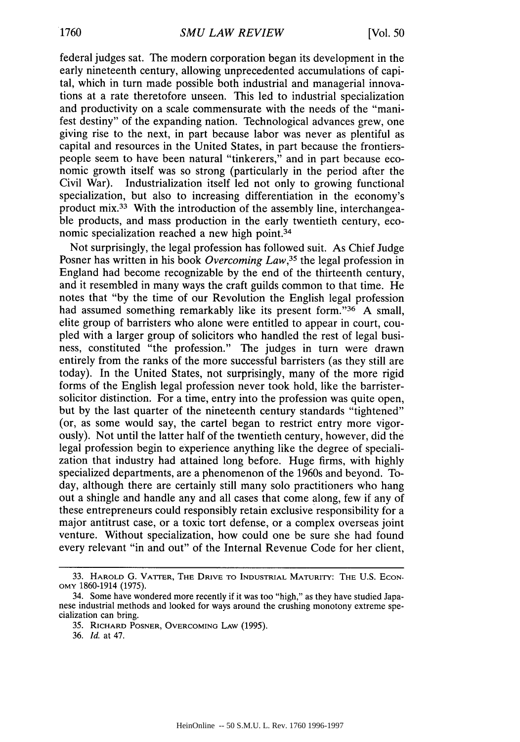federal judges sat. The modern corporation began its development in the early nineteenth century, allowing unprecedented accumulations of capital, which in turn made possible both industrial and managerial innovations at a rate theretofore unseen. This led to industrial specialization and productivity on a scale commensurate with the needs of the "manifest destiny" of the expanding nation. Technological advances grew, one giving rise to the next, in part because labor was never as plentiful as capital and resources in the United States, in part because the frontierspeople seem to have been natural "tinkerers," and in part because economic growth itself was so strong (particularly in the period after the Civil War). Industrialization itself led not only to growing functional specialization, but also to increasing differentiation in the economy's product mix.[33] With the introduction of the assembly line, interchangeable products, and mass production in the early twentieth century, economic specialization reached a new high point.[34]

Not surprisingly, the legal profession has followed suit. As Chief Judge Posner has written in his book *Overcoming Law*,[35] the legal profession in England had become recognizable by the end of the thirteenth century, and it resembled in many ways the craft guilds common to that time. He notes that "by the time of our Revolution the English legal profession had assumed something remarkably like its present form."[36] A small, elite group of barristers who alone were entitled to appear in court, coupled with a larger group of solicitors who handled the rest of legal business, constituted "the profession." The judges in turn were drawn entirely from the ranks of the more successful barristers (as they still are today). In the United States, not surprisingly, many of the more rigid forms of the English legal profession never took hold, like the barrister-solicitor distinction. For a time, entry into the profession was quite open, but by the last quarter of the nineteenth century standards "tightened" (or, as some would say, the cartel began to restrict entry more vigorously). Not until the latter half of the twentieth century, however, did the legal profession begin to experience anything like the degree of specialization that industry had attained long before. Huge firms, with highly specialized departments, are a phenomenon of the 1960s and beyond. Today, although there are certainly still many solo practitioners who hang out a shingle and handle any and all cases that come along, few if any of these entrepreneurs could responsibly retain exclusive responsibility for a major antitrust case, or a toxic tort defense, or a complex overseas joint venture. Without specialization, how could one be sure she had found every relevant "in and out" of the Internal Revenue Code for her client,

---

33. Harold G. Vatter, The Drive to Industrial Maturity: The U.S. Economy 1860-1914 (1975).

34. Some have wondered more recently if it was too "high," as they have studied Japanese industrial methods and looked for ways around the crushing monotony extreme specialization can bring.

35. Richard Posner, Overcoming Law (1995).

36. *Id.* at 47.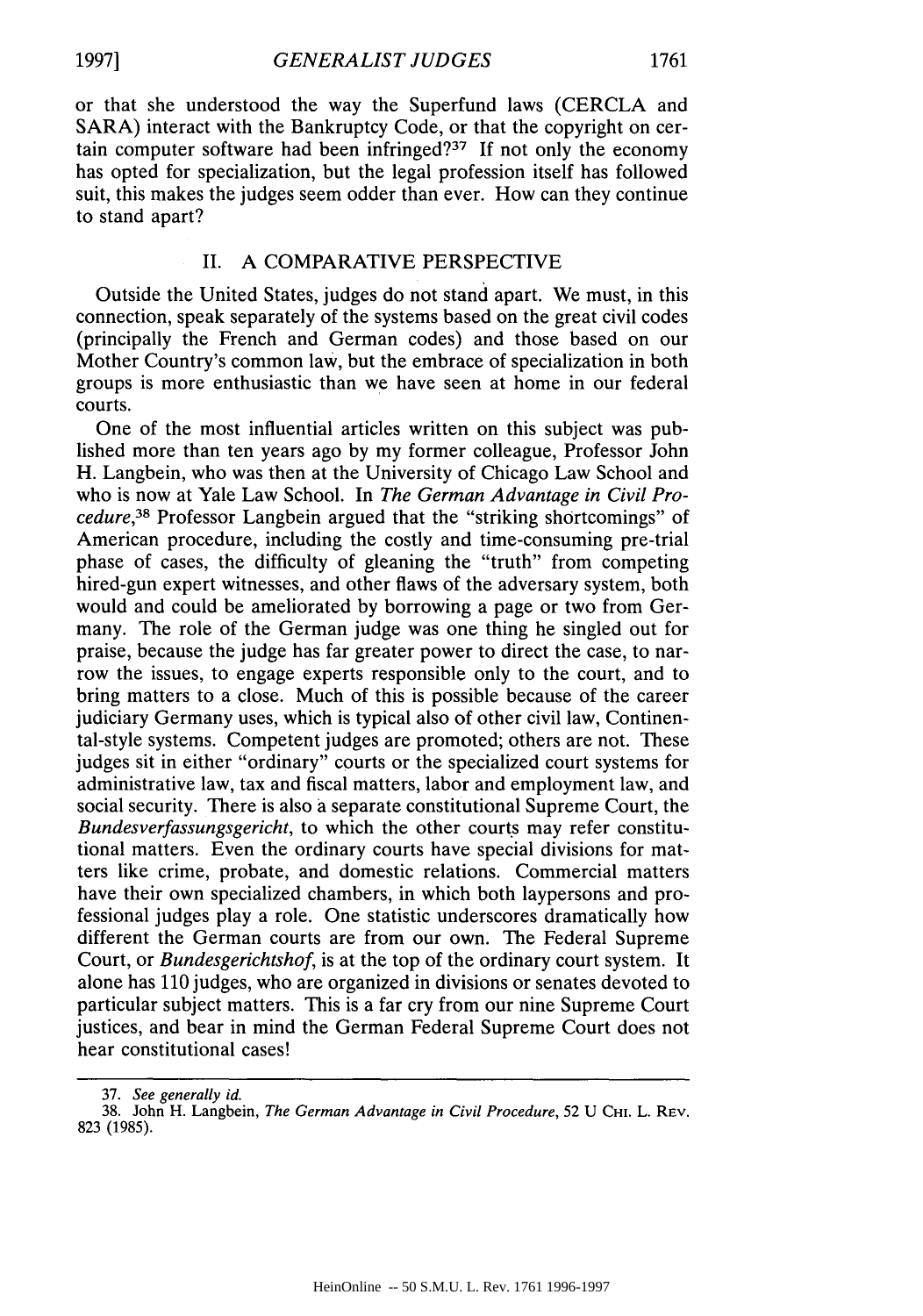or that she understood the way the Superfund laws (CERCLA and SARA) interact with the Bankruptcy Code, or that the copyright on certain computer software had been infringed?[37] If not only the economy has opted for specialization, but the legal profession itself has followed suit, this makes the judges seem odder than ever. How can they continue to stand apart?

## II. A COMPARATIVE PERSPECTIVE

Outside the United States, judges do not stand apart. We must, in this connection, speak separately of the systems based on the great civil codes (principally the French and German codes) and those based on our Mother Country's common law, but the embrace of specialization in both groups is more enthusiastic than we have seen at home in our federal courts.

One of the most influential articles written on this subject was published more than ten years ago by my former colleague, Professor John H. Langbein, who was then at the University of Chicago Law School and who is now at Yale Law School. In *The German Advantage in Civil Procedure*,[38] Professor Langbein argued that the "striking shortcomings" of American procedure, including the costly and time-consuming pre-trial phase of cases, the difficulty of gleaning the "truth" from competing hired-gun expert witnesses, and other flaws of the adversary system, both would and could be ameliorated by borrowing a page or two from Germany. The role of the German judge was one thing he singled out for praise, because the judge has far greater power to direct the case, to narrow the issues, to engage experts responsible only to the court, and to bring matters to a close. Much of this is possible because of the career judiciary Germany uses, which is typical also of other civil law, Continental-style systems. Competent judges are promoted; others are not. These judges sit in either "ordinary" courts or the specialized court systems for administrative law, tax and fiscal matters, labor and employment law, and social security. There is also a separate constitutional Supreme Court, the *Bundesverfassungsgericht*, to which the other courts may refer constitutional matters. Even the ordinary courts have special divisions for matters like crime, probate, and domestic relations. Commercial matters have their own specialized chambers, in which both laypersons and professional judges play a role. One statistic underscores dramatically how different the German courts are from our own. The Federal Supreme Court, or *Bundesgerichtshof*, is at the top of the ordinary court system. It alone has 110 judges, who are organized in divisions or senates devoted to particular subject matters. This is a far cry from our nine Supreme Court justices, and bear in mind the German Federal Supreme Court does not hear constitutional cases!

---

37. *See generally id.*

38. John H. Langbein, *The German Advantage in Civil Procedure*, 52 U CHI. L. REV. 823 (1985).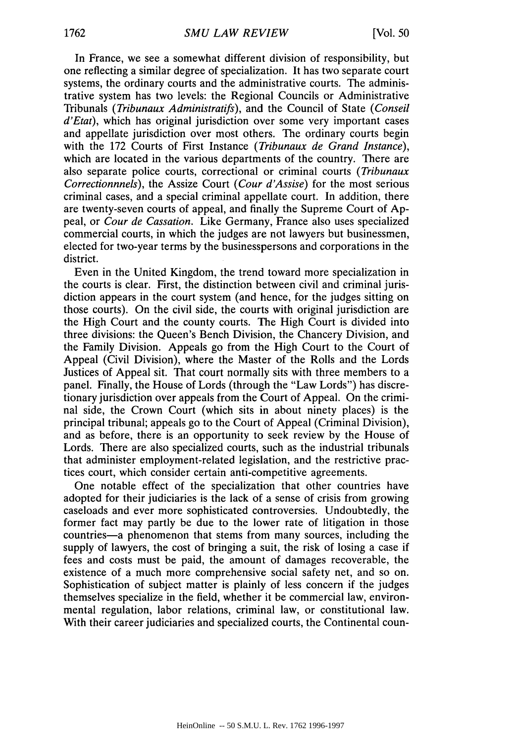In France, we see a somewhat different division of responsibility, but one reflecting a similar degree of specialization. It has two separate court systems, the ordinary courts and the administrative courts. The administrative system has two levels: the Regional Councils or Administrative Tribunals (*Tribunaux Administratifs*), and the Council of State (*Conseil d'Etat*), which has original jurisdiction over some very important cases and appellate jurisdiction over most others. The ordinary courts begin with the 172 Courts of First Instance (*Tribunaux de Grand Instance*), which are located in the various departments of the country. There are also separate police courts, correctional or criminal courts (*Tribunaux Correctionnnels*), the Assize Court (*Cour d'Assise*) for the most serious criminal cases, and a special criminal appellate court. In addition, there are twenty-seven courts of appeal, and finally the Supreme Court of Appeal, or *Cour de Cassation*. Like Germany, France also uses specialized commercial courts, in which the judges are not lawyers but businessmen, elected for two-year terms by the businesspersons and corporations in the district.

Even in the United Kingdom, the trend toward more specialization in the courts is clear. First, the distinction between civil and criminal jurisdiction appears in the court system (and hence, for the judges sitting on those courts). On the civil side, the courts with original jurisdiction are the High Court and the county courts. The High Court is divided into three divisions: the Queen's Bench Division, the Chancery Division, and the Family Division. Appeals go from the High Court to the Court of Appeal (Civil Division), where the Master of the Rolls and the Lords Justices of Appeal sit. That court normally sits with three members to a panel. Finally, the House of Lords (through the "Law Lords") has discretionary jurisdiction over appeals from the Court of Appeal. On the criminal side, the Crown Court (which sits in about ninety places) is the principal tribunal; appeals go to the Court of Appeal (Criminal Division), and as before, there is an opportunity to seek review by the House of Lords. There are also specialized courts, such as the industrial tribunals that administer employment-related legislation, and the restrictive practices court, which consider certain anti-competitive agreements.

One notable effect of the specialization that other countries have adopted for their judiciaries is the lack of a sense of crisis from growing caseloads and ever more sophisticated controversies. Undoubtedly, the former fact may partly be due to the lower rate of litigation in those countries—a phenomenon that stems from many sources, including the supply of lawyers, the cost of bringing a suit, the risk of losing a case if fees and costs must be paid, the amount of damages recoverable, the existence of a much more comprehensive social safety net, and so on. Sophistication of subject matter is plainly of less concern if the judges themselves specialize in the field, whether it be commercial law, environmental regulation, labor relations, criminal law, or constitutional law. With their career judiciaries and specialized courts, the Continental coun-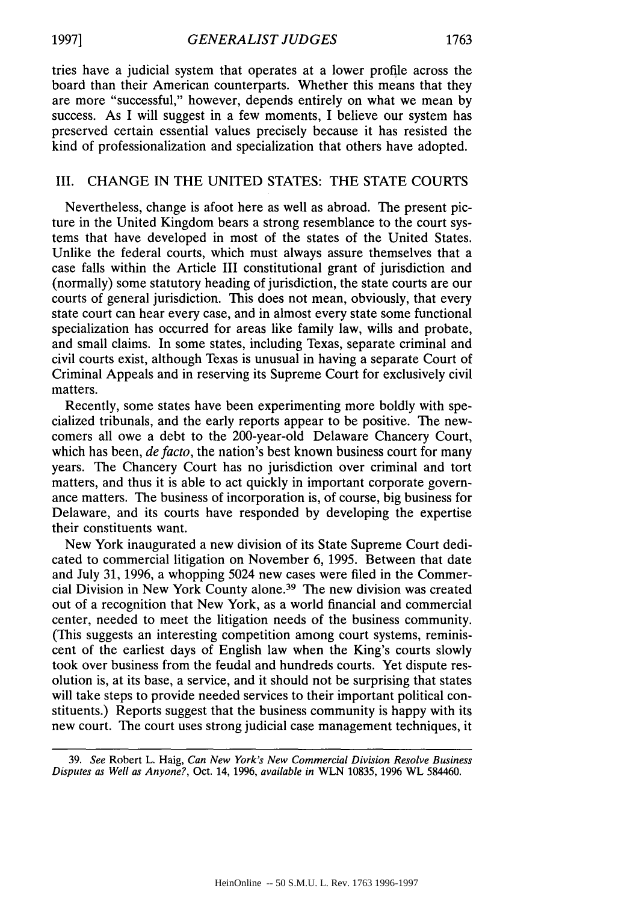tries have a judicial system that operates at a lower profile across the board than their American counterparts. Whether this means that they are more "successful," however, depends entirely on what we mean by success. As I will suggest in a few moments, I believe our system has preserved certain essential values precisely because it has resisted the kind of professionalization and specialization that others have adopted.

## III. CHANGE IN THE UNITED STATES: THE STATE COURTS

Nevertheless, change is afoot here as well as abroad. The present picture in the United Kingdom bears a strong resemblance to the court systems that have developed in most of the states of the United States. Unlike the federal courts, which must always assure themselves that a case falls within the Article III constitutional grant of jurisdiction and (normally) some statutory heading of jurisdiction, the state courts are our courts of general jurisdiction. This does not mean, obviously, that every state court can hear every case, and in almost every state some functional specialization has occurred for areas like family law, wills and probate, and small claims. In some states, including Texas, separate criminal and civil courts exist, although Texas is unusual in having a separate Court of Criminal Appeals and in reserving its Supreme Court for exclusively civil matters.

Recently, some states have been experimenting more boldly with specialized tribunals, and the early reports appear to be positive. The newcomers all owe a debt to the 200-year-old Delaware Chancery Court, which has been, *de facto*, the nation's best known business court for many years. The Chancery Court has no jurisdiction over criminal and tort matters, and thus it is able to act quickly in important corporate governance matters. The business of incorporation is, of course, big business for Delaware, and its courts have responded by developing the expertise their constituents want.

New York inaugurated a new division of its State Supreme Court dedicated to commercial litigation on November 6, 1995. Between that date and July 31, 1996, a whopping 5024 new cases were filed in the Commercial Division in New York County alone.[39] The new division was created out of a recognition that New York, as a world financial and commercial center, needed to meet the litigation needs of the business community. (This suggests an interesting competition among court systems, reminiscent of the earliest days of English law when the King's courts slowly took over business from the feudal and hundreds courts. Yet dispute resolution is, at its base, a service, and it should not be surprising that states will take steps to provide needed services to their important political constituents.) Reports suggest that the business community is happy with its new court. The court uses strong judicial case management techniques, it

---

39. *See* Robert L. Haig, *Can New York's New Commercial Division Resolve Business Disputes as Well as Anyone?*, Oct. 14, 1996, *available in* WLN 10835, 1996 WL 584460.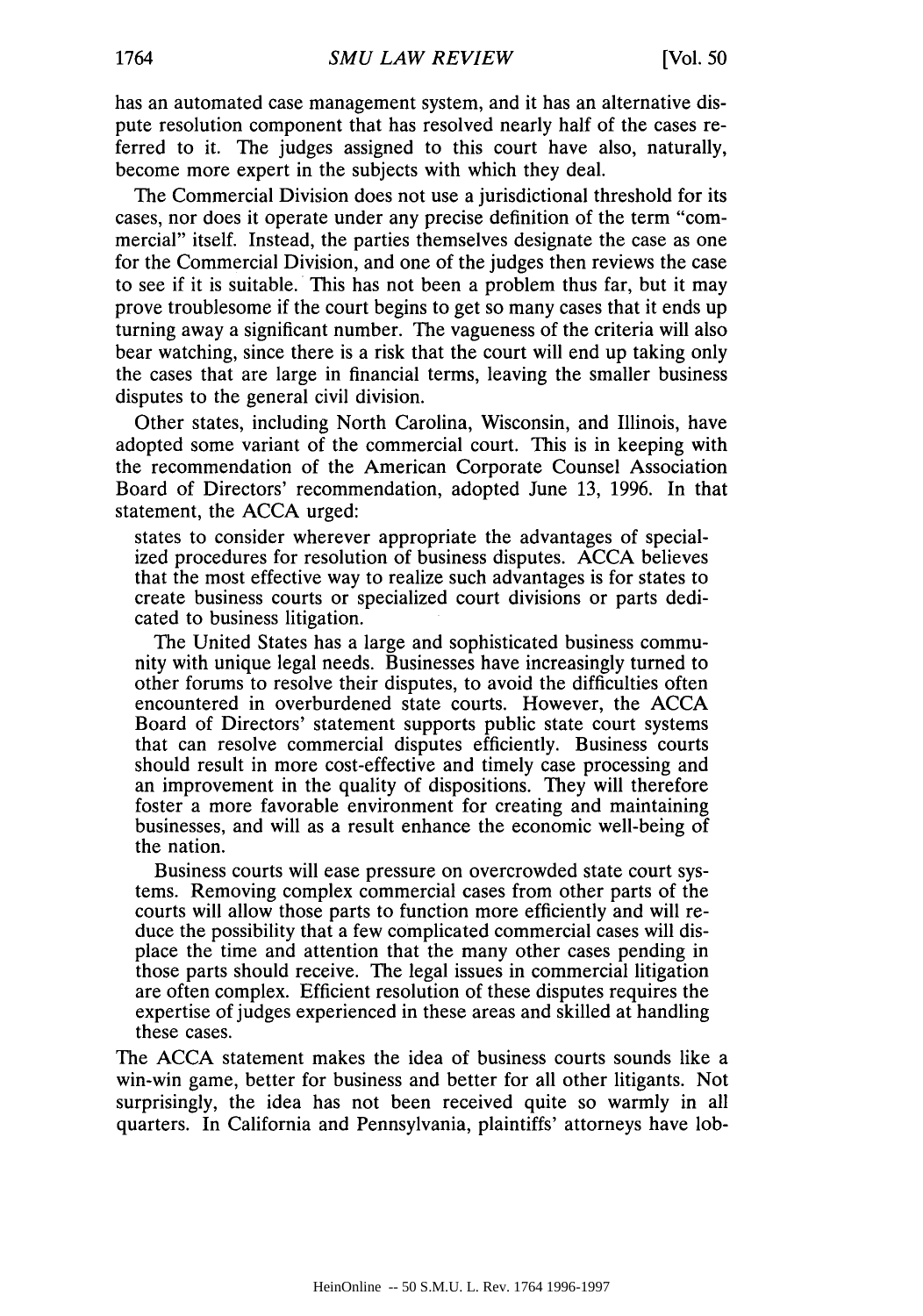has an automated case management system, and it has an alternative dispute resolution component that has resolved nearly half of the cases referred to it. The judges assigned to this court have also, naturally, become more expert in the subjects with which they deal.

The Commercial Division does not use a jurisdictional threshold for its cases, nor does it operate under any precise definition of the term "commercial" itself. Instead, the parties themselves designate the case as one for the Commercial Division, and one of the judges then reviews the case to see if it is suitable. This has not been a problem thus far, but it may prove troublesome if the court begins to get so many cases that it ends up turning away a significant number. The vagueness of the criteria will also bear watching, since there is a risk that the court will end up taking only the cases that are large in financial terms, leaving the smaller business disputes to the general civil division.

Other states, including North Carolina, Wisconsin, and Illinois, have adopted some variant of the commercial court. This is in keeping with the recommendation of the American Corporate Counsel Association Board of Directors' recommendation, adopted June 13, 1996. In that statement, the ACCA urged:

> states to consider wherever appropriate the advantages of specialized procedures for resolution of business disputes. ACCA believes that the most effective way to realize such advantages is for states to create business courts or specialized court divisions or parts dedicated to business litigation.
>
> The United States has a large and sophisticated business community with unique legal needs. Businesses have increasingly turned to other forums to resolve their disputes, to avoid the difficulties often encountered in overburdened state courts. However, the ACCA Board of Directors' statement supports public state court systems that can resolve commercial disputes efficiently. Business courts should result in more cost-effective and timely case processing and an improvement in the quality of dispositions. They will therefore foster a more favorable environment for creating and maintaining businesses, and will as a result enhance the economic well-being of the nation.
>
> Business courts will ease pressure on overcrowded state court systems. Removing complex commercial cases from other parts of the courts will allow those parts to function more efficiently and will reduce the possibility that a few complicated commercial cases will displace the time and attention that the many other cases pending in those parts should receive. The legal issues in commercial litigation are often complex. Efficient resolution of these disputes requires the expertise of judges experienced in these areas and skilled at handling these cases.

The ACCA statement makes the idea of business courts sounds like a win-win game, better for business and better for all other litigants. Not surprisingly, the idea has not been received quite so warmly in all quarters. In California and Pennsylvania, plaintiffs' attorneys have lob-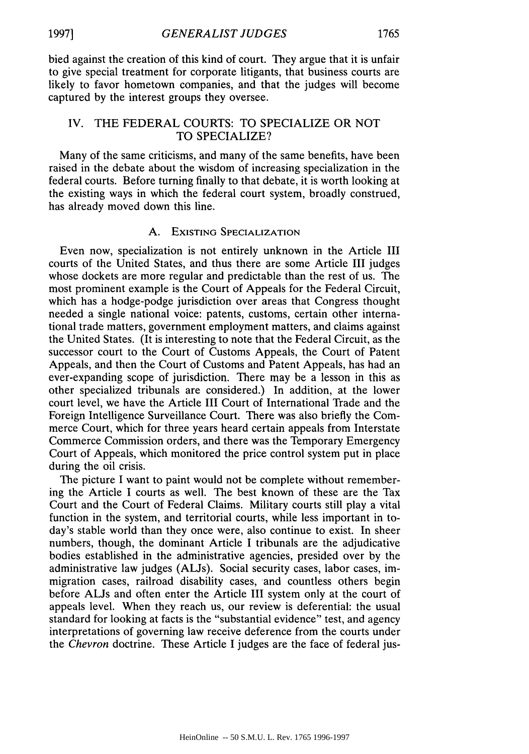bied against the creation of this kind of court. They argue that it is unfair to give special treatment for corporate litigants, that business courts are likely to favor hometown companies, and that the judges will become captured by the interest groups they oversee.

## IV. THE FEDERAL COURTS: TO SPECIALIZE OR NOT TO SPECIALIZE?

Many of the same criticisms, and many of the same benefits, have been raised in the debate about the wisdom of increasing specialization in the federal courts. Before turning finally to that debate, it is worth looking at the existing ways in which the federal court system, broadly construed, has already moved down this line.

### A. Existing Specialization

Even now, specialization is not entirely unknown in the Article III courts of the United States, and thus there are some Article III judges whose dockets are more regular and predictable than the rest of us. The most prominent example is the Court of Appeals for the Federal Circuit, which has a hodge-podge jurisdiction over areas that Congress thought needed a single national voice: patents, customs, certain other international trade matters, government employment matters, and claims against the United States. (It is interesting to note that the Federal Circuit, as the successor court to the Court of Customs Appeals, the Court of Patent Appeals, and then the Court of Customs and Patent Appeals, has had an ever-expanding scope of jurisdiction. There may be a lesson in this as other specialized tribunals are considered.) In addition, at the lower court level, we have the Article III Court of International Trade and the Foreign Intelligence Surveillance Court. There was also briefly the Commerce Court, which for three years heard certain appeals from Interstate Commerce Commission orders, and there was the Temporary Emergency Court of Appeals, which monitored the price control system put in place during the oil crisis.

The picture I want to paint would not be complete without remembering the Article I courts as well. The best known of these are the Tax Court and the Court of Federal Claims. Military courts still play a vital function in the system, and territorial courts, while less important in today's stable world than they once were, also continue to exist. In sheer numbers, though, the dominant Article I tribunals are the adjudicative bodies established in the administrative agencies, presided over by the administrative law judges (ALJs). Social security cases, labor cases, immigration cases, railroad disability cases, and countless others begin before ALJs and often enter the Article III system only at the court of appeals level. When they reach us, our review is deferential: the usual standard for looking at facts is the "substantial evidence" test, and agency interpretations of governing law receive deference from the courts under the *Chevron* doctrine. These Article I judges are the face of federal jus-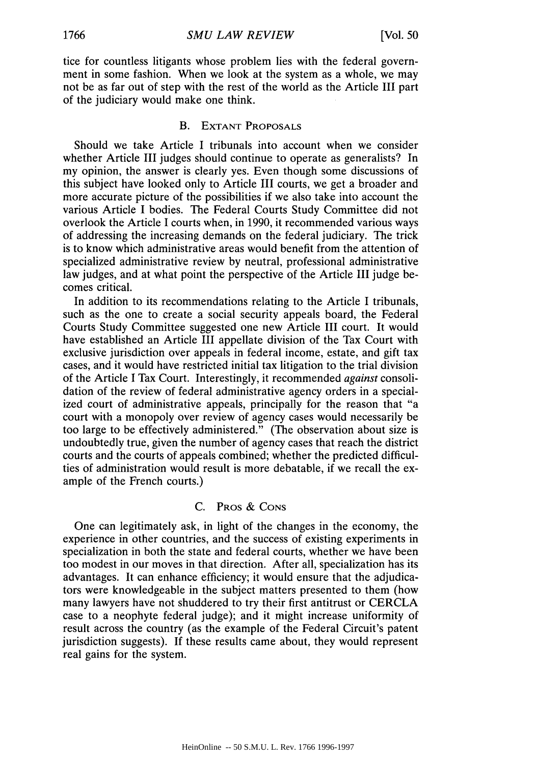tice for countless litigants whose problem lies with the federal government in some fashion. When we look at the system as a whole, we may not be as far out of step with the rest of the world as the Article III part of the judiciary would make one think.

### B. Extant Proposals

Should we take Article I tribunals into account when we consider whether Article III judges should continue to operate as generalists? In my opinion, the answer is clearly yes. Even though some discussions of this subject have looked only to Article III courts, we get a broader and more accurate picture of the possibilities if we also take into account the various Article I bodies. The Federal Courts Study Committee did not overlook the Article I courts when, in 1990, it recommended various ways of addressing the increasing demands on the federal judiciary. The trick is to know which administrative areas would benefit from the attention of specialized administrative review by neutral, professional administrative law judges, and at what point the perspective of the Article III judge becomes critical.

In addition to its recommendations relating to the Article I tribunals, such as the one to create a social security appeals board, the Federal Courts Study Committee suggested one new Article III court. It would have established an Article III appellate division of the Tax Court with exclusive jurisdiction over appeals in federal income, estate, and gift tax cases, and it would have restricted initial tax litigation to the trial division of the Article I Tax Court. Interestingly, it recommended *against* consolidation of the review of federal administrative agency orders in a specialized court of administrative appeals, principally for the reason that "a court with a monopoly over review of agency cases would necessarily be too large to be effectively administered." (The observation about size is undoubtedly true, given the number of agency cases that reach the district courts and the courts of appeals combined; whether the predicted difficulties of administration would result is more debatable, if we recall the example of the French courts.)

### C. Pros & Cons

One can legitimately ask, in light of the changes in the economy, the experience in other countries, and the success of existing experiments in specialization in both the state and federal courts, whether we have been too modest in our moves in that direction. After all, specialization has its advantages. It can enhance efficiency; it would ensure that the adjudicators were knowledgeable in the subject matters presented to them (how many lawyers have not shuddered to try their first antitrust or CERCLA case to a neophyte federal judge); and it might increase uniformity of result across the country (as the example of the Federal Circuit's patent jurisdiction suggests). If these results came about, they would represent real gains for the system.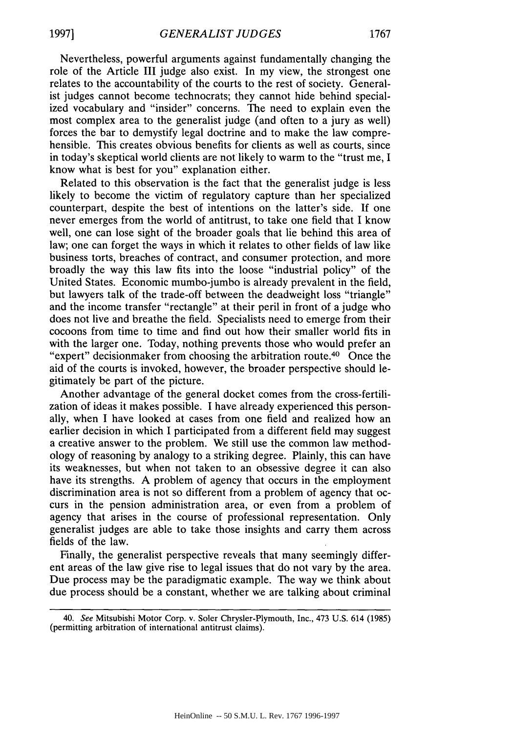Nevertheless, powerful arguments against fundamentally changing the role of the Article III judge also exist. In my view, the strongest one relates to the accountability of the courts to the rest of society. Generalist judges cannot become technocrats; they cannot hide behind specialized vocabulary and "insider" concerns. The need to explain even the most complex area to the generalist judge (and often to a jury as well) forces the bar to demystify legal doctrine and to make the law comprehensible. This creates obvious benefits for clients as well as courts, since in today's skeptical world clients are not likely to warm to the "trust me, I know what is best for you" explanation either.

Related to this observation is the fact that the generalist judge is less likely to become the victim of regulatory capture than her specialized counterpart, despite the best of intentions on the latter's side. If one never emerges from the world of antitrust, to take one field that I know well, one can lose sight of the broader goals that lie behind this area of law; one can forget the ways in which it relates to other fields of law like business torts, breaches of contract, and consumer protection, and more broadly the way this law fits into the loose "industrial policy" of the United States. Economic mumbo-jumbo is already prevalent in the field, but lawyers talk of the trade-off between the deadweight loss "triangle" and the income transfer "rectangle" at their peril in front of a judge who does not live and breathe the field. Specialists need to emerge from their cocoons from time to time and find out how their smaller world fits in with the larger one. Today, nothing prevents those who would prefer an "expert" decisionmaker from choosing the arbitration route.[40] Once the aid of the courts is invoked, however, the broader perspective should legitimately be part of the picture.

Another advantage of the general docket comes from the cross-fertilization of ideas it makes possible. I have already experienced this personally, when I have looked at cases from one field and realized how an earlier decision in which I participated from a different field may suggest a creative answer to the problem. We still use the common law methodology of reasoning by analogy to a striking degree. Plainly, this can have its weaknesses, but when not taken to an obsessive degree it can also have its strengths. A problem of agency that occurs in the employment discrimination area is not so different from a problem of agency that occurs in the pension administration area, or even from a problem of agency that arises in the course of professional representation. Only generalist judges are able to take those insights and carry them across fields of the law.

Finally, the generalist perspective reveals that many seemingly different areas of the law give rise to legal issues that do not vary by the area. Due process may be the paradigmatic example. The way we think about due process should be a constant, whether we are talking about criminal

---

40. *See* Mitsubishi Motor Corp. v. Soler Chrysler-Plymouth, Inc., 473 U.S. 614 (1985) (permitting arbitration of international antitrust claims).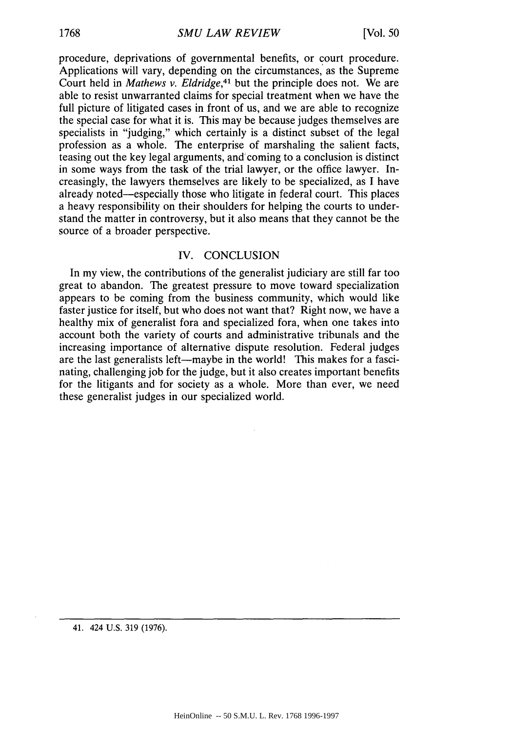procedure, deprivations of governmental benefits, or court procedure. Applications will vary, depending on the circumstances, as the Supreme Court held in *Mathews v. Eldridge*,[41] but the principle does not. We are able to resist unwarranted claims for special treatment when we have the full picture of litigated cases in front of us, and we are able to recognize the special case for what it is. This may be because judges themselves are specialists in "judging," which certainly is a distinct subset of the legal profession as a whole. The enterprise of marshaling the salient facts, teasing out the key legal arguments, and coming to a conclusion is distinct in some ways from the task of the trial lawyer, or the office lawyer. Increasingly, the lawyers themselves are likely to be specialized, as I have already noted—especially those who litigate in federal court. This places a heavy responsibility on their shoulders for helping the courts to understand the matter in controversy, but it also means that they cannot be the source of a broader perspective.

## IV. CONCLUSION

In my view, the contributions of the generalist judiciary are still far too great to abandon. The greatest pressure to move toward specialization appears to be coming from the business community, which would like faster justice for itself, but who does not want that? Right now, we have a healthy mix of generalist fora and specialized fora, when one takes into account both the variety of courts and administrative tribunals and the increasing importance of alternative dispute resolution. Federal judges are the last generalists left—maybe in the world! This makes for a fascinating, challenging job for the judge, but it also creates important benefits for the litigants and for society as a whole. More than ever, we need these generalist judges in our specialized world.

---

41. 424 U.S. 319 (1976).